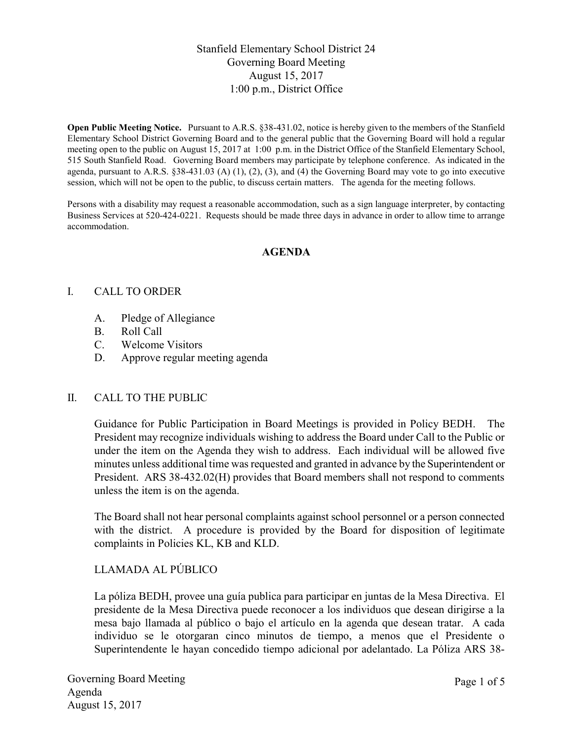Stanfield Elementary School District 24
Governing Board Meeting
August 15, 2017
1:00 p.m., District Office

**Open Public Meeting Notice.** Pursuant to A.R.S. §38-431.02, notice is hereby given to the members of the Stanfield Elementary School District Governing Board and to the general public that the Governing Board will hold a regular meeting open to the public on August 15, 2017 at 1:00 p.m. in the District Office of the Stanfield Elementary School, 515 South Stanfield Road. Governing Board members may participate by telephone conference. As indicated in the agenda, pursuant to A.R.S. §38-431.03 (A) (1), (2), (3), and (4) the Governing Board may vote to go into executive session, which will not be open to the public, to discuss certain matters. The agenda for the meeting follows.

Persons with a disability may request a reasonable accommodation, such as a sign language interpreter, by contacting Business Services at 520-424-0221. Requests should be made three days in advance in order to allow time to arrange accommodation.

## AGENDA

### I. CALL TO ORDER

A. Pledge of Allegiance
B. Roll Call
C. Welcome Visitors
D. Approve regular meeting agenda

### II. CALL TO THE PUBLIC

Guidance for Public Participation in Board Meetings is provided in Policy BEDH. The President may recognize individuals wishing to address the Board under Call to the Public or under the item on the Agenda they wish to address. Each individual will be allowed five minutes unless additional time was requested and granted in advance by the Superintendent or President. ARS 38-432.02(H) provides that Board members shall not respond to comments unless the item is on the agenda.

The Board shall not hear personal complaints against school personnel or a person connected with the district. A procedure is provided by the Board for disposition of legitimate complaints in Policies KL, KB and KLD.

LLAMADA AL PÚBLICO

La póliza BEDH, provee una guía publica para participar en juntas de la Mesa Directiva. El presidente de la Mesa Directiva puede reconocer a los individuos que desean dirigirse a la mesa bajo llamada al público o bajo el artículo en la agenda que desean tratar. A cada individuo se le otorgaran cinco minutos de tiempo, a menos que el Presidente o Superintendente le hayan concedido tiempo adicional por adelantado. La Póliza ARS 38-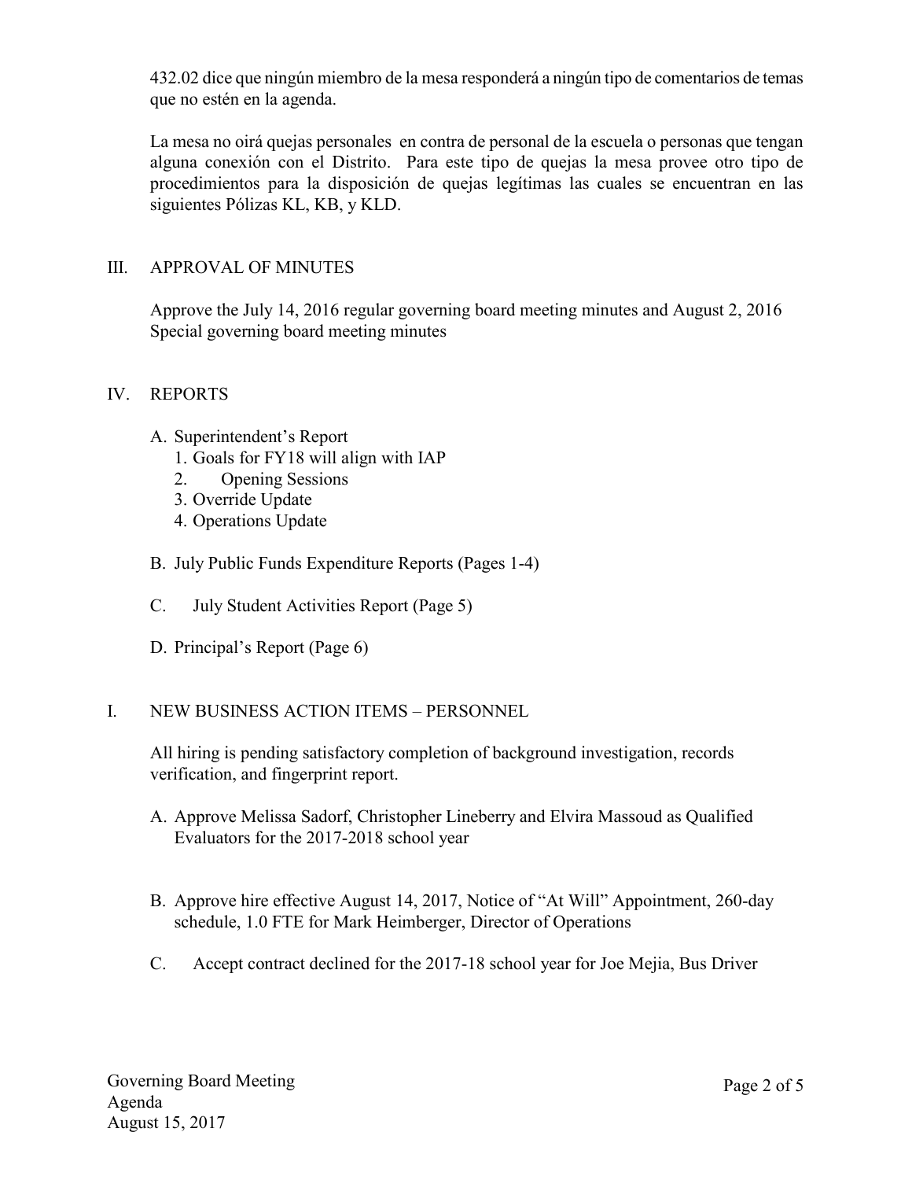432.02 dice que ningún miembro de la mesa responderá a ningún tipo de comentarios de temas que no estén en la agenda.

La mesa no oirá quejas personales en contra de personal de la escuela o personas que tengan alguna conexión con el Distrito. Para este tipo de quejas la mesa provee otro tipo de procedimientos para la disposición de quejas legítimas las cuales se encuentran en las siguientes Pólizas KL, KB, y KLD.

## III. APPROVAL OF MINUTES

Approve the July 14, 2016 regular governing board meeting minutes and August 2, 2016 Special governing board meeting minutes

## IV. REPORTS

A. Superintendent's Report
   1. Goals for FY18 will align with IAP
   2. Opening Sessions
   3. Override Update
   4. Operations Update

B. July Public Funds Expenditure Reports (Pages 1-4)

C. July Student Activities Report (Page 5)

D. Principal's Report (Page 6)

## I. NEW BUSINESS ACTION ITEMS – PERSONNEL

All hiring is pending satisfactory completion of background investigation, records verification, and fingerprint report.

A. Approve Melissa Sadorf, Christopher Lineberry and Elvira Massoud as Qualified Evaluators for the 2017-2018 school year

B. Approve hire effective August 14, 2017, Notice of "At Will" Appointment, 260-day schedule, 1.0 FTE for Mark Heimberger, Director of Operations

C. Accept contract declined for the 2017-18 school year for Joe Mejia, Bus Driver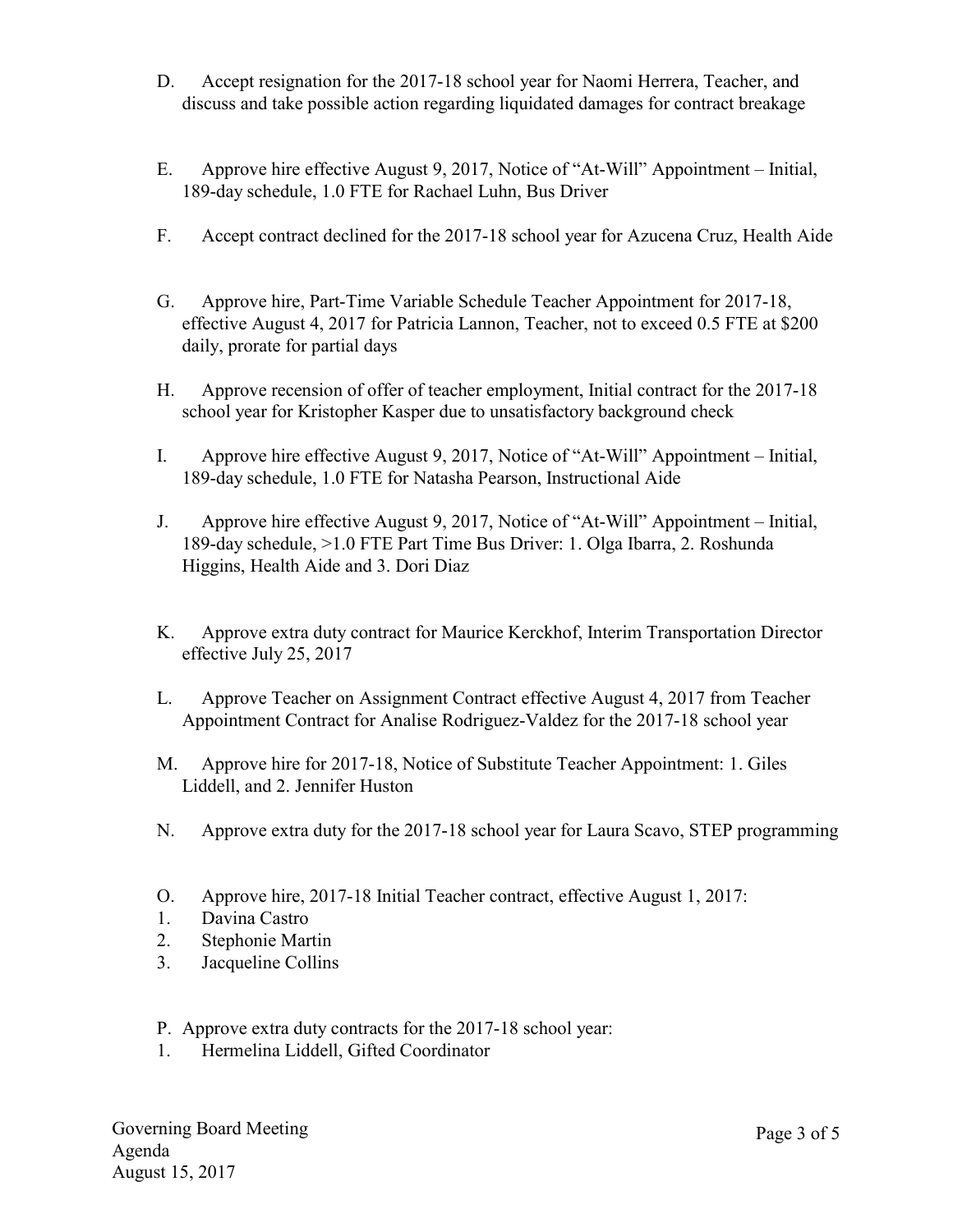D. Accept resignation for the 2017-18 school year for Naomi Herrera, Teacher, and discuss and take possible action regarding liquidated damages for contract breakage

E. Approve hire effective August 9, 2017, Notice of "At-Will" Appointment – Initial, 189-day schedule, 1.0 FTE for Rachael Luhn, Bus Driver

F. Accept contract declined for the 2017-18 school year for Azucena Cruz, Health Aide

G. Approve hire, Part-Time Variable Schedule Teacher Appointment for 2017-18, effective August 4, 2017 for Patricia Lannon, Teacher, not to exceed 0.5 FTE at $200 daily, prorate for partial days

H. Approve recension of offer of teacher employment, Initial contract for the 2017-18 school year for Kristopher Kasper due to unsatisfactory background check

I. Approve hire effective August 9, 2017, Notice of "At-Will" Appointment – Initial, 189-day schedule, 1.0 FTE for Natasha Pearson, Instructional Aide

J. Approve hire effective August 9, 2017, Notice of "At-Will" Appointment – Initial, 189-day schedule, >1.0 FTE Part Time Bus Driver: 1. Olga Ibarra, 2. Roshunda Higgins, Health Aide and 3. Dori Diaz

K. Approve extra duty contract for Maurice Kerckhof, Interim Transportation Director effective July 25, 2017

L. Approve Teacher on Assignment Contract effective August 4, 2017 from Teacher Appointment Contract for Analise Rodriguez-Valdez for the 2017-18 school year

M. Approve hire for 2017-18, Notice of Substitute Teacher Appointment: 1. Giles Liddell, and 2. Jennifer Huston

N. Approve extra duty for the 2017-18 school year for Laura Scavo, STEP programming

O. Approve hire, 2017-18 Initial Teacher contract, effective August 1, 2017:

1. Davina Castro
2. Stephonie Martin
3. Jacqueline Collins

P. Approve extra duty contracts for the 2017-18 school year:

1. Hermelina Liddell, Gifted Coordinator

Governing Board Meeting
Agenda
August 15, 2017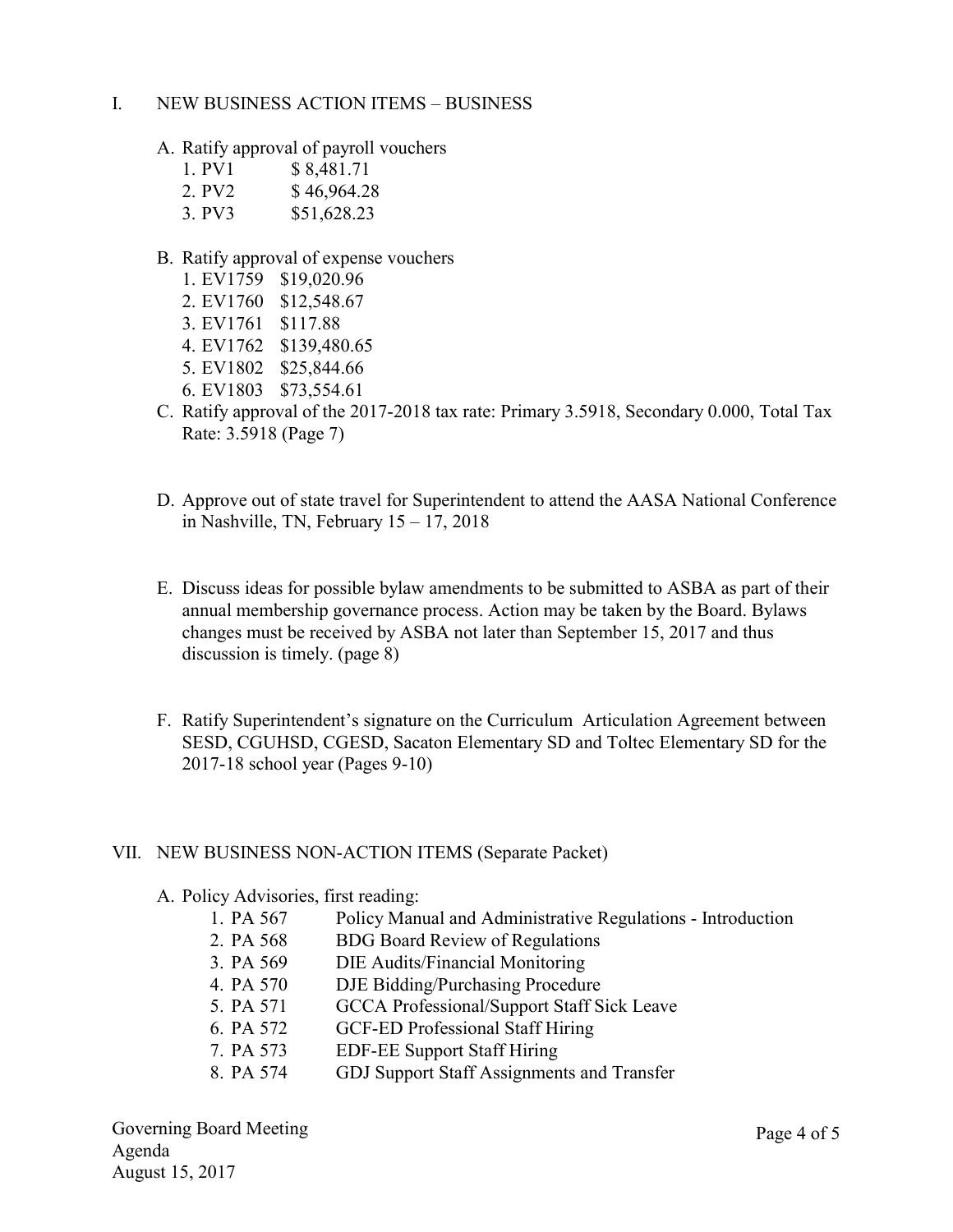## I. NEW BUSINESS ACTION ITEMS – BUSINESS

A. Ratify approval of payroll vouchers
   1. PV1 $ 8,481.71
   2. PV2 $ 46,964.28
   3. PV3 $51,628.23

B. Ratify approval of expense vouchers
   1. EV1759 $19,020.96
   2. EV1760 $12,548.67
   3. EV1761 $117.88
   4. EV1762 $139,480.65
   5. EV1802 $25,844.66
   6. EV1803 $73,554.61

C. Ratify approval of the 2017-2018 tax rate: Primary 3.5918, Secondary 0.000, Total Tax Rate: 3.5918 (Page 7)

D. Approve out of state travel for Superintendent to attend the AASA National Conference in Nashville, TN, February 15 – 17, 2018

E. Discuss ideas for possible bylaw amendments to be submitted to ASBA as part of their annual membership governance process. Action may be taken by the Board. Bylaws changes must be received by ASBA not later than September 15, 2017 and thus discussion is timely. (page 8)

F. Ratify Superintendent's signature on the Curriculum Articulation Agreement between SESD, CGUHSD, CGESD, Sacaton Elementary SD and Toltec Elementary SD for the 2017-18 school year (Pages 9-10)

## VII. NEW BUSINESS NON-ACTION ITEMS (Separate Packet)

A. Policy Advisories, first reading:
   1. PA 567 Policy Manual and Administrative Regulations - Introduction
   2. PA 568 BDG Board Review of Regulations
   3. PA 569 DIE Audits/Financial Monitoring
   4. PA 570 DJE Bidding/Purchasing Procedure
   5. PA 571 GCCA Professional/Support Staff Sick Leave
   6. PA 572 GCF-ED Professional Staff Hiring
   7. PA 573 EDF-EE Support Staff Hiring
   8. PA 574 GDJ Support Staff Assignments and Transfer

Governing Board Meeting
Agenda
August 15, 2017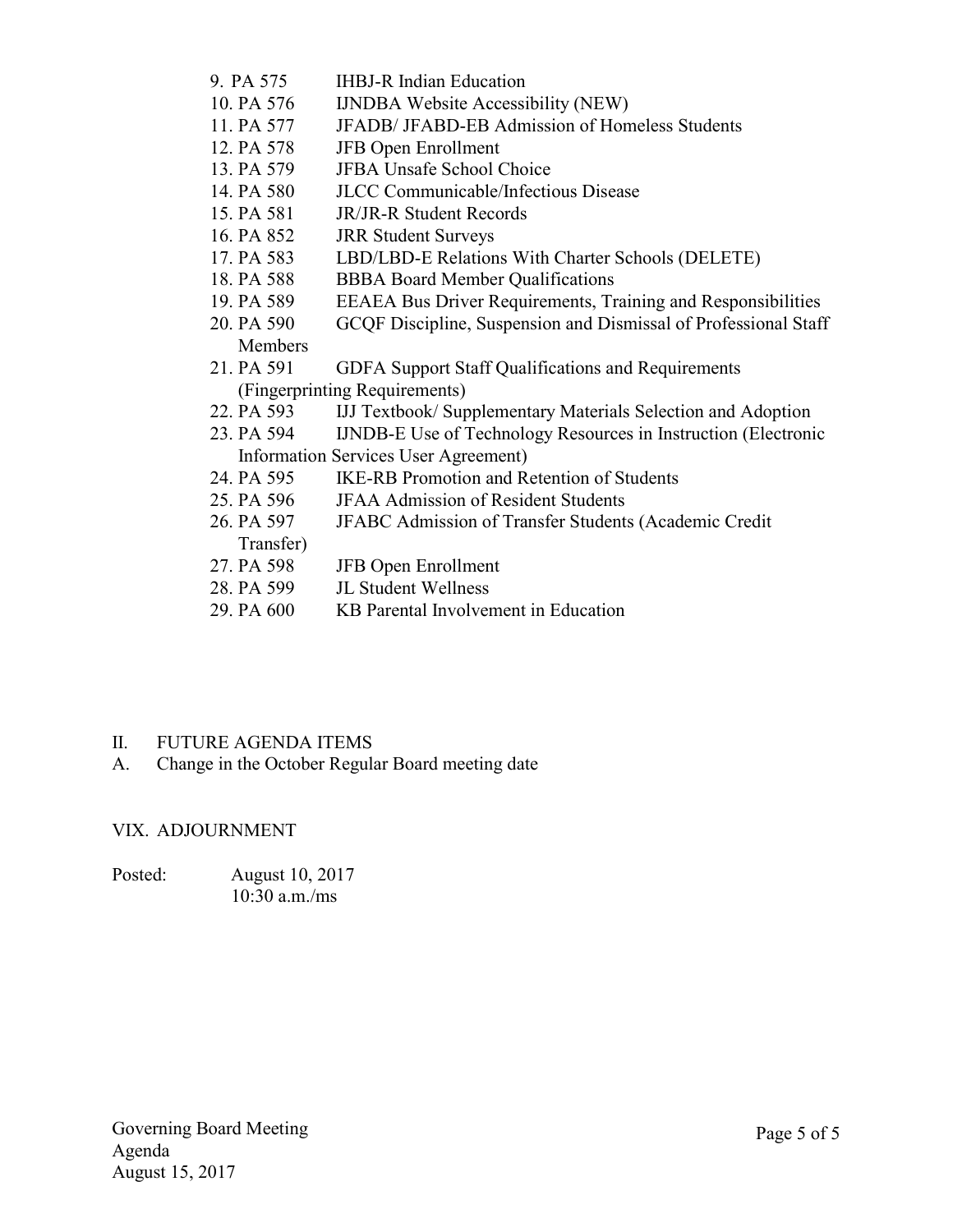9. PA 575 IHBJ-R Indian Education
10. PA 576 IJNDBA Website Accessibility (NEW)
11. PA 577 JFADB/ JFABD-EB Admission of Homeless Students
12. PA 578 JFB Open Enrollment
13. PA 579 JFBA Unsafe School Choice
14. PA 580 JLCC Communicable/Infectious Disease
15. PA 581 JR/JR-R Student Records
16. PA 852 JRR Student Surveys
17. PA 583 LBD/LBD-E Relations With Charter Schools (DELETE)
18. PA 588 BBBA Board Member Qualifications
19. PA 589 EEAEA Bus Driver Requirements, Training and Responsibilities
20. PA 590 GCQF Discipline, Suspension and Dismissal of Professional Staff Members
21. PA 591 GDFA Support Staff Qualifications and Requirements (Fingerprinting Requirements)
22. PA 593 IJJ Textbook/ Supplementary Materials Selection and Adoption
23. PA 594 IJNDB-E Use of Technology Resources in Instruction (Electronic Information Services User Agreement)
24. PA 595 IKE-RB Promotion and Retention of Students
25. PA 596 JFAA Admission of Resident Students
26. PA 597 JFABC Admission of Transfer Students (Academic Credit Transfer)
27. PA 598 JFB Open Enrollment
28. PA 599 JL Student Wellness
29. PA 600 KB Parental Involvement in Education

II. FUTURE AGENDA ITEMS

A. Change in the October Regular Board meeting date

VIX. ADJOURNMENT

Posted: August 10, 2017
10:30 a.m./ms